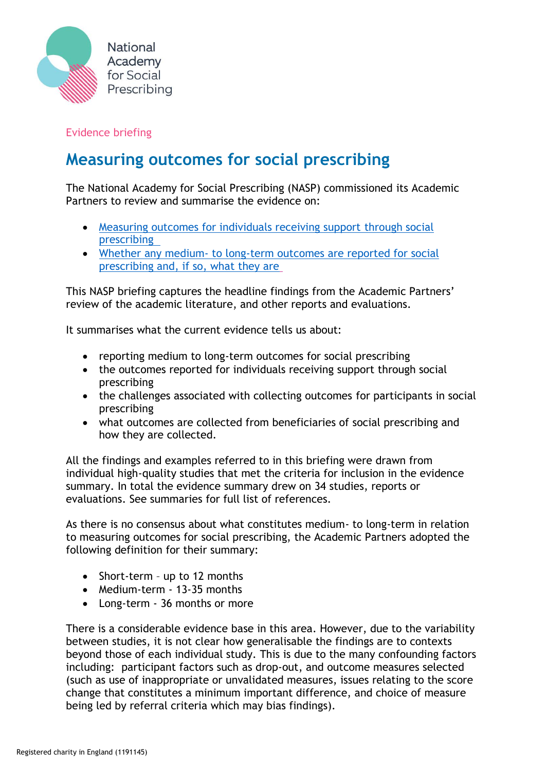National Academy for Social Prescribing

Evidence briefing

# Measuring outcomes for social prescribing

The National Academy for Social Prescribing (NASP) commissioned its Academic Partners to review and summarise the evidence on:

- Measuring outcomes for individuals receiving support through social prescribing
- Whether any medium- to long-term outcomes are reported for social prescribing and, if so, what they are

This NASP briefing captures the headline findings from the Academic Partners' review of the academic literature, and other reports and evaluations.

It summarises what the current evidence tells us about:

- reporting medium to long-term outcomes for social prescribing
- the outcomes reported for individuals receiving support through social prescribing
- the challenges associated with collecting outcomes for participants in social prescribing
- what outcomes are collected from beneficiaries of social prescribing and how they are collected.

All the findings and examples referred to in this briefing were drawn from individual high-quality studies that met the criteria for inclusion in the evidence summary. In total the evidence summary drew on 34 studies, reports or evaluations. See summaries for full list of references.

As there is no consensus about what constitutes medium- to long-term in relation to measuring outcomes for social prescribing, the Academic Partners adopted the following definition for their summary:

- Short-term – up to 12 months
- Medium-term - 13-35 months
- Long-term - 36 months or more

There is a considerable evidence base in this area. However, due to the variability between studies, it is not clear how generalisable the findings are to contexts beyond those of each individual study. This is due to the many confounding factors including: participant factors such as drop-out, and outcome measures selected (such as use of inappropriate or unvalidated measures, issues relating to the score change that constitutes a minimum important difference, and choice of measure being led by referral criteria which may bias findings).

Registered charity in England (1191145)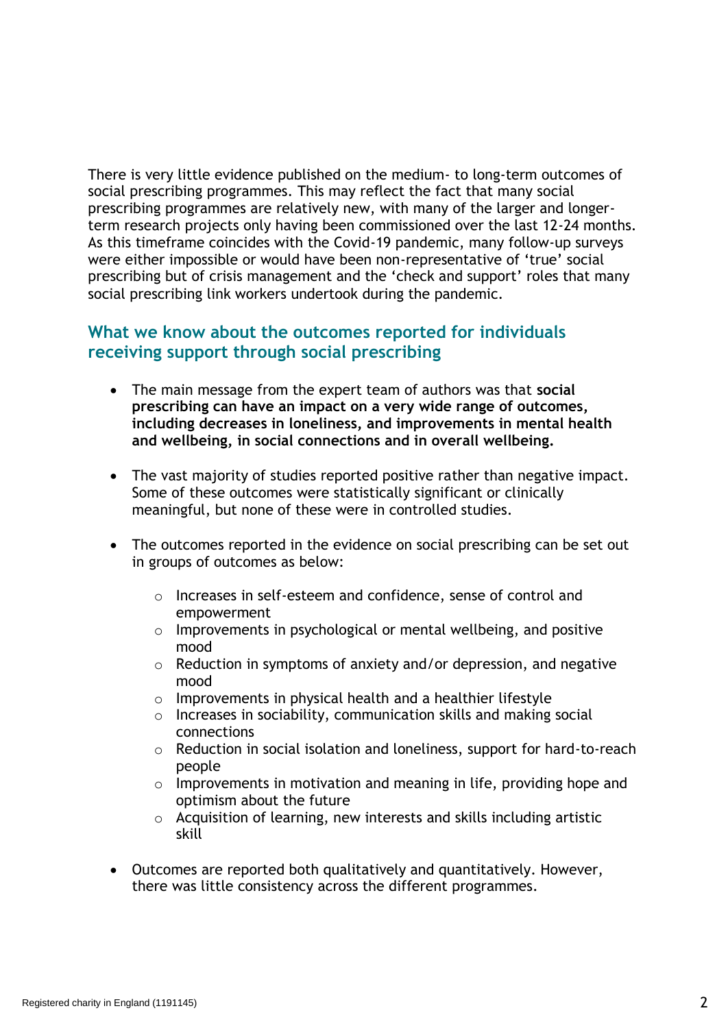There is very little evidence published on the medium- to long-term outcomes of social prescribing programmes. This may reflect the fact that many social prescribing programmes are relatively new, with many of the larger and longer-term research projects only having been commissioned over the last 12-24 months. As this timeframe coincides with the Covid-19 pandemic, many follow-up surveys were either impossible or would have been non-representative of 'true' social prescribing but of crisis management and the 'check and support' roles that many social prescribing link workers undertook during the pandemic.

## What we know about the outcomes reported for individuals receiving support through social prescribing

- The main message from the expert team of authors was that **social prescribing can have an impact on a very wide range of outcomes, including decreases in loneliness, and improvements in mental health and wellbeing, in social connections and in overall wellbeing.**

- The vast majority of studies reported positive rather than negative impact. Some of these outcomes were statistically significant or clinically meaningful, but none of these were in controlled studies.

- The outcomes reported in the evidence on social prescribing can be set out in groups of outcomes as below:

    - Increases in self-esteem and confidence, sense of control and empowerment
    - Improvements in psychological or mental wellbeing, and positive mood
    - Reduction in symptoms of anxiety and/or depression, and negative mood
    - Improvements in physical health and a healthier lifestyle
    - Increases in sociability, communication skills and making social connections
    - Reduction in social isolation and loneliness, support for hard-to-reach people
    - Improvements in motivation and meaning in life, providing hope and optimism about the future
    - Acquisition of learning, new interests and skills including artistic skill

- Outcomes are reported both qualitatively and quantitatively. However, there was little consistency across the different programmes.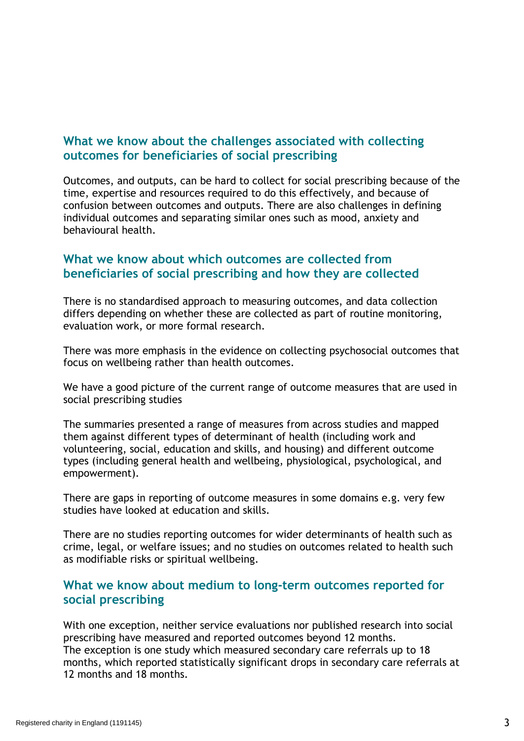## What we know about the challenges associated with collecting outcomes for beneficiaries of social prescribing

Outcomes, and outputs, can be hard to collect for social prescribing because of the time, expertise and resources required to do this effectively, and because of confusion between outcomes and outputs. There are also challenges in defining individual outcomes and separating similar ones such as mood, anxiety and behavioural health.

## What we know about which outcomes are collected from beneficiaries of social prescribing and how they are collected

There is no standardised approach to measuring outcomes, and data collection differs depending on whether these are collected as part of routine monitoring, evaluation work, or more formal research.

There was more emphasis in the evidence on collecting psychosocial outcomes that focus on wellbeing rather than health outcomes.

We have a good picture of the current range of outcome measures that are used in social prescribing studies

The summaries presented a range of measures from across studies and mapped them against different types of determinant of health (including work and volunteering, social, education and skills, and housing) and different outcome types (including general health and wellbeing, physiological, psychological, and empowerment).

There are gaps in reporting of outcome measures in some domains e.g. very few studies have looked at education and skills.

There are no studies reporting outcomes for wider determinants of health such as crime, legal, or welfare issues; and no studies on outcomes related to health such as modifiable risks or spiritual wellbeing.

## What we know about medium to long-term outcomes reported for social prescribing

With one exception, neither service evaluations nor published research into social prescribing have measured and reported outcomes beyond 12 months.
The exception is one study which measured secondary care referrals up to 18 months, which reported statistically significant drops in secondary care referrals at 12 months and 18 months.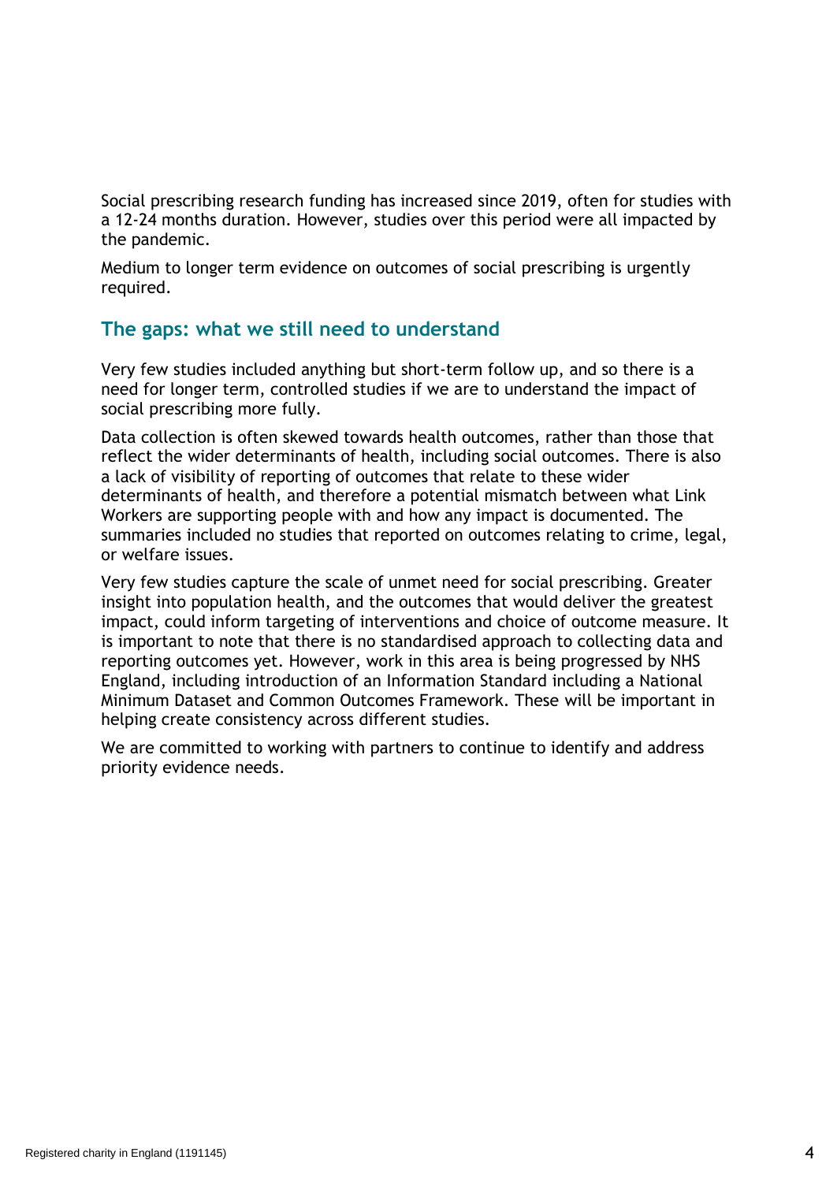Social prescribing research funding has increased since 2019, often for studies with a 12-24 months duration. However, studies over this period were all impacted by the pandemic.

Medium to longer term evidence on outcomes of social prescribing is urgently required.

## The gaps: what we still need to understand

Very few studies included anything but short-term follow up, and so there is a need for longer term, controlled studies if we are to understand the impact of social prescribing more fully.

Data collection is often skewed towards health outcomes, rather than those that reflect the wider determinants of health, including social outcomes. There is also a lack of visibility of reporting of outcomes that relate to these wider determinants of health, and therefore a potential mismatch between what Link Workers are supporting people with and how any impact is documented. The summaries included no studies that reported on outcomes relating to crime, legal, or welfare issues.

Very few studies capture the scale of unmet need for social prescribing. Greater insight into population health, and the outcomes that would deliver the greatest impact, could inform targeting of interventions and choice of outcome measure. It is important to note that there is no standardised approach to collecting data and reporting outcomes yet. However, work in this area is being progressed by NHS England, including introduction of an Information Standard including a National Minimum Dataset and Common Outcomes Framework. These will be important in helping create consistency across different studies.

We are committed to working with partners to continue to identify and address priority evidence needs.